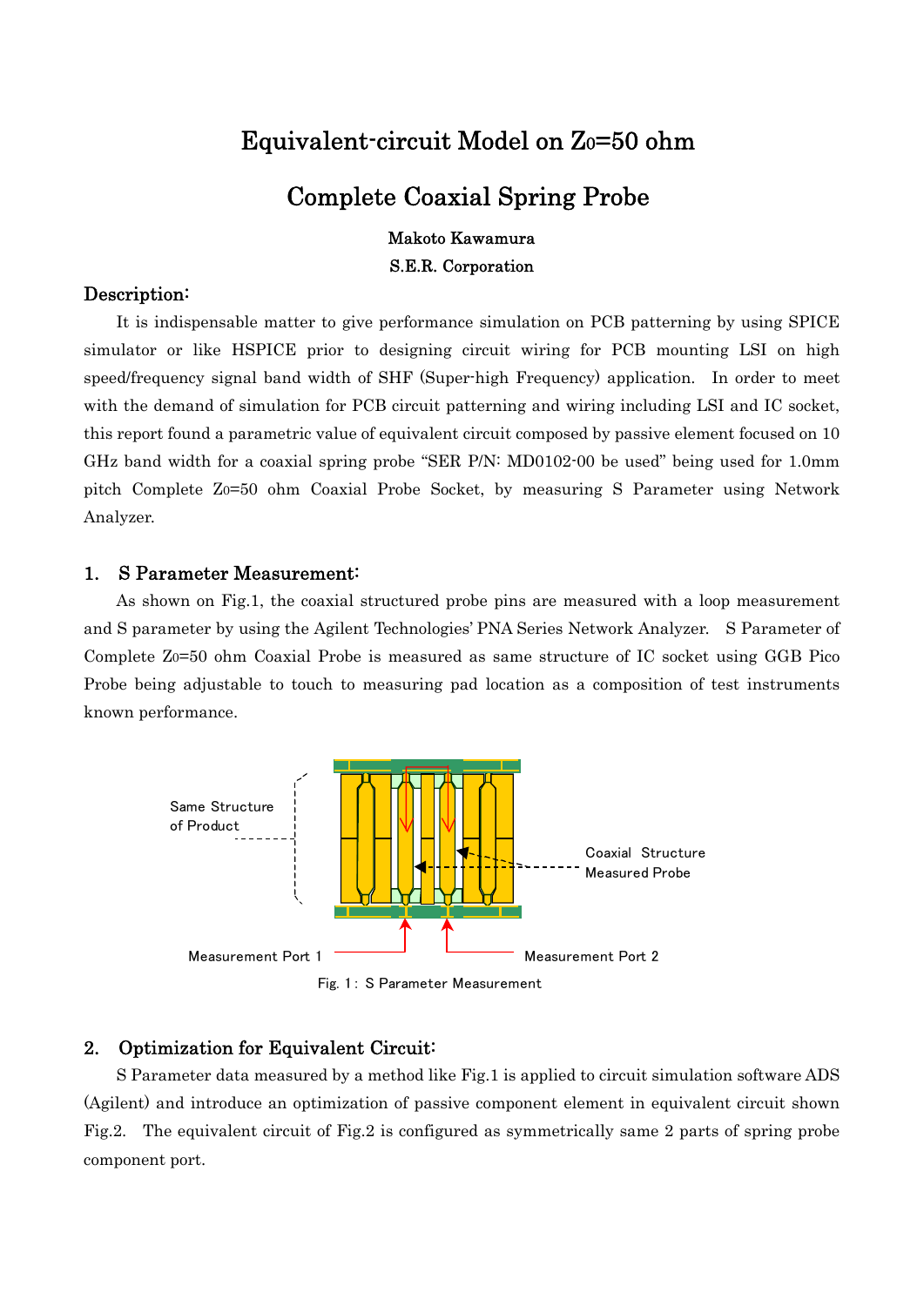# Equivalent-circuit Model on $Z_0$=50 ohm

# Complete Coaxial Spring Probe

**Makoto Kawamura**

**S.E.R. Corporation**

## Description:

It is indispensable matter to give performance simulation on PCB patterning by using SPICE simulator or like HSPICE prior to designing circuit wiring for PCB mounting LSI on high speed/frequency signal band width of SHF (Super-high Frequency) application. In order to meet with the demand of simulation for PCB circuit patterning and wiring including LSI and IC socket, this report found a parametric value of equivalent circuit composed by passive element focused on 10 GHz band width for a coaxial spring probe "SER P/N: MD0102-00 be used" being used for 1.0mm pitch Complete $Z_0$=50 ohm Coaxial Probe Socket, by measuring S Parameter using Network Analyzer.

## 1. S Parameter Measurement:

As shown on Fig.1, the coaxial structured probe pins are measured with a loop measurement and S parameter by using the Agilent Technologies' PNA Series Network Analyzer. S Parameter of Complete $Z_0$=50 ohm Coaxial Probe is measured as same structure of IC socket using GGB Pico Probe being adjustable to touch to measuring pad location as a composition of test instruments known performance.

Same Structure of Product

Coaxial Structure Measured Probe

Measurement Port 1

Measurement Port 2

Fig. 1: S Parameter Measurement

## 2. Optimization for Equivalent Circuit:

S Parameter data measured by a method like Fig.1 is applied to circuit simulation software ADS (Agilent) and introduce an optimization of passive component element in equivalent circuit shown Fig.2. The equivalent circuit of Fig.2 is configured as symmetrically same 2 parts of spring probe component port.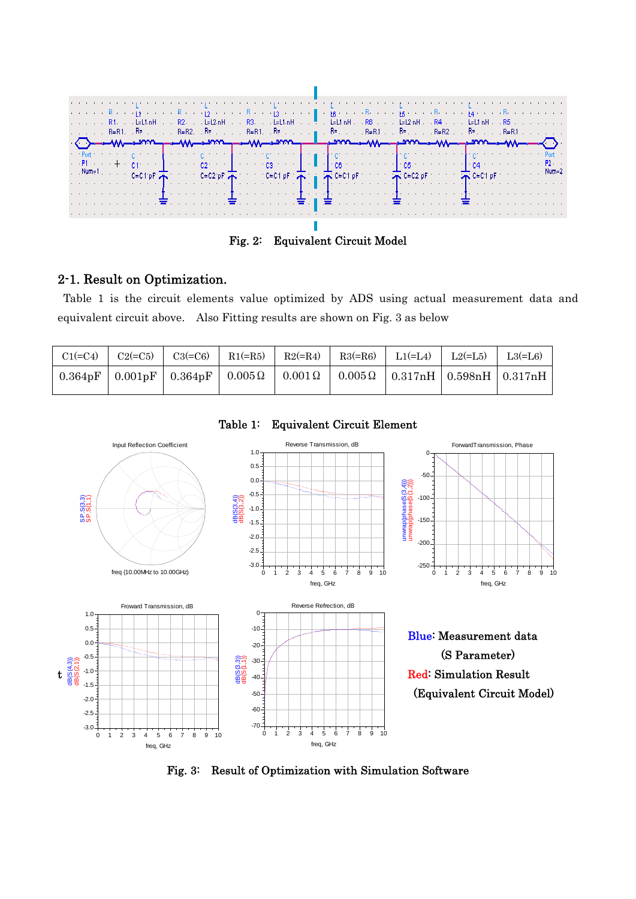Fig. 2: Equivalent Circuit Model

## 2-1. Result on Optimization.

Table 1 is the circuit elements value optimized by ADS using actual measurement data and equivalent circuit above. Also Fitting results are shown on Fig. 3 as below

| C1(=C4) | C2(=C5) | C3(=C6) | R1(=R5) | R2(=R4) | R3(=R6) | L1(=L4) | L2(=L5) | L3(=L6) |
|---|---|---|---|---|---|---|---|---|
| 0.364pF | 0.001pF | 0.364pF | 0.005Ω | 0.001Ω | 0.005Ω | 0.317nH | 0.598nH | 0.317nH |

Table 1: Equivalent Circuit Element

Blue: Measurement data (S Parameter)

Red: Simulation Result (Equivalent Circuit Model)

Fig. 3: Result of Optimization with Simulation Software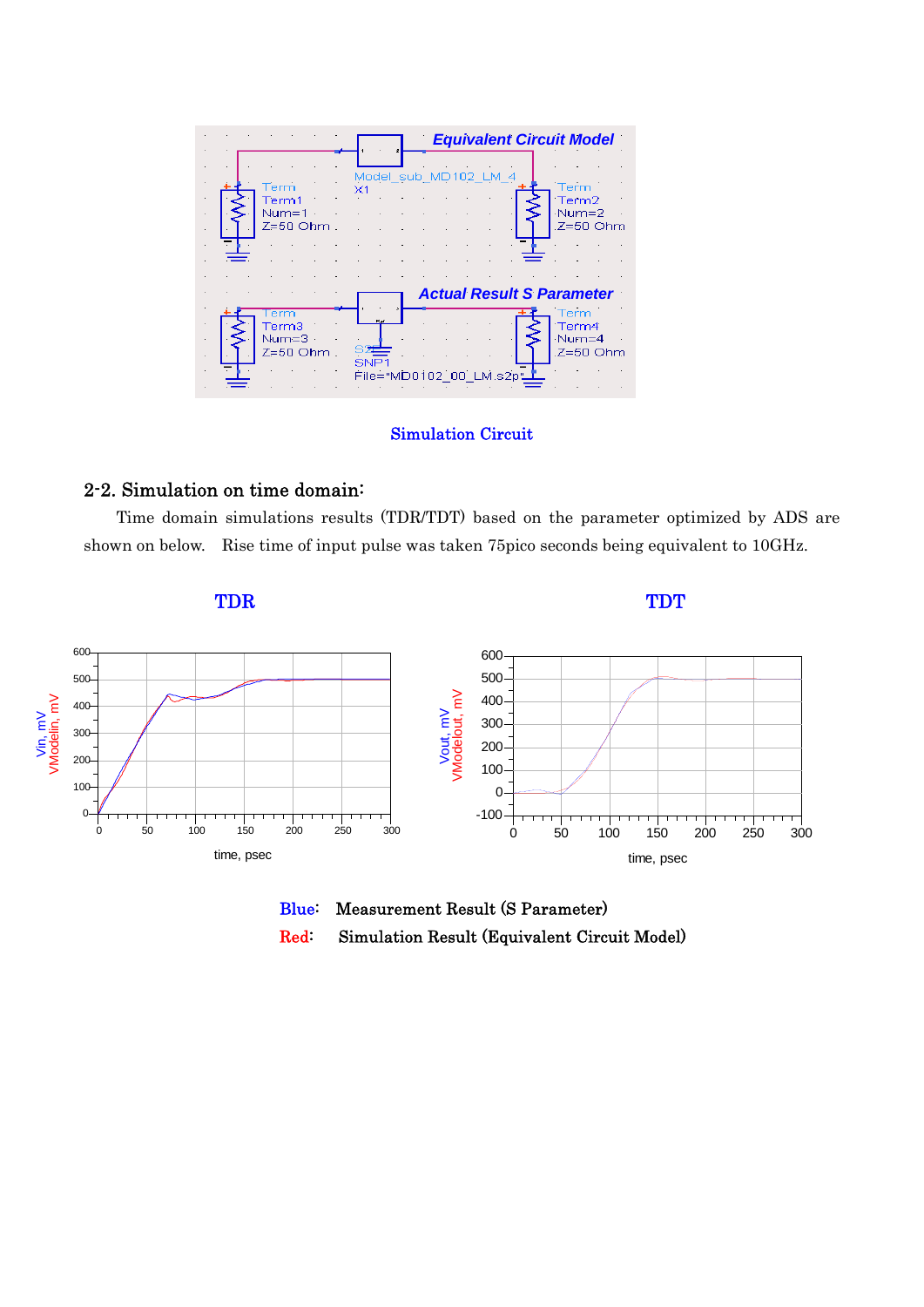Simulation Circuit

## 2-2. Simulation on time domain:

Time domain simulations results (TDR/TDT) based on the parameter optimized by ADS are shown on below. Rise time of input pulse was taken 75pico seconds being equivalent to 10GHz.

TDR

TDT

Blue: Measurement Result (S Parameter)

Red: Simulation Result (Equivalent Circuit Model)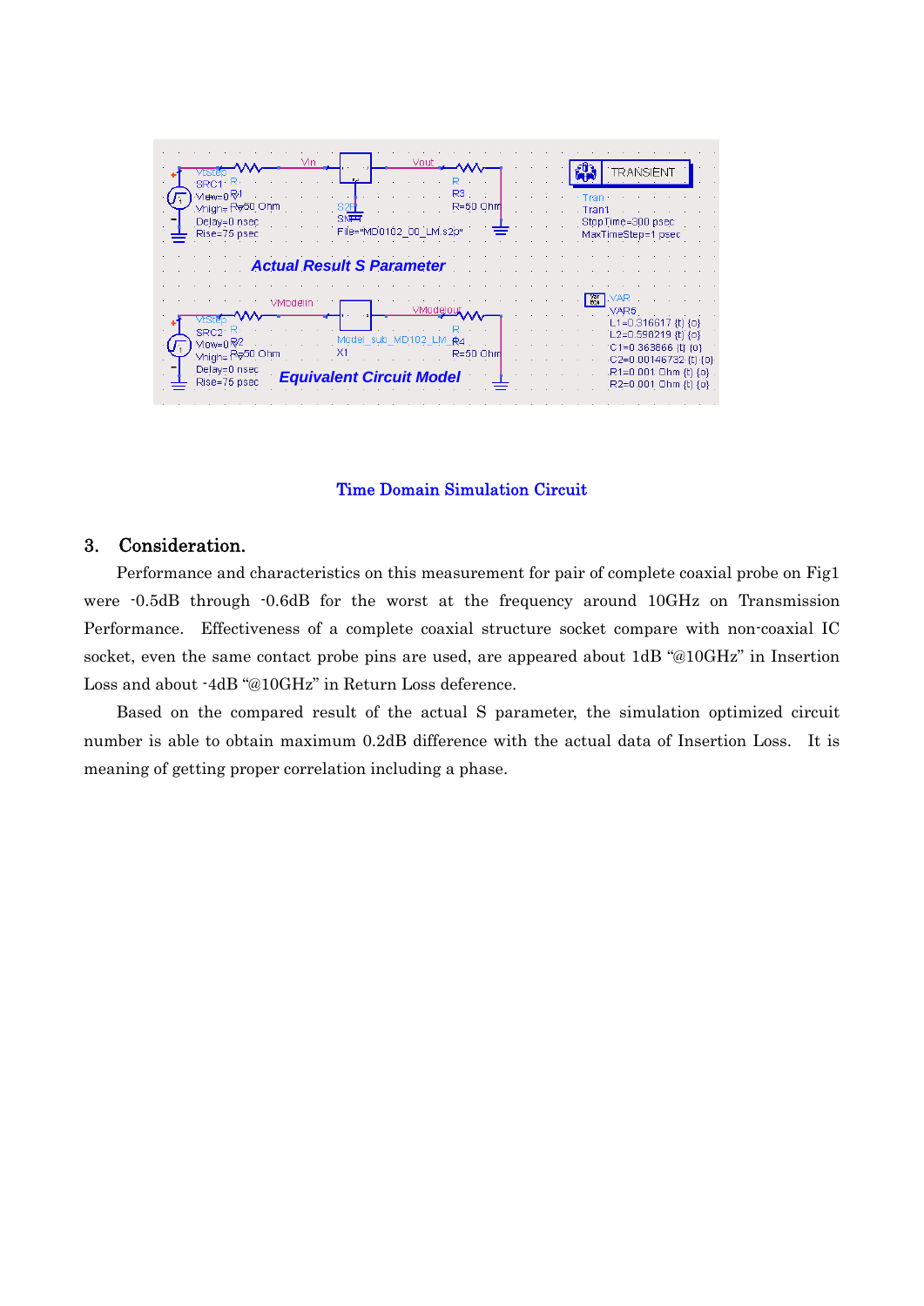Actual Result S Parameter

Equivalent Circuit Model

TRANSIENT

Tran
Tran1
StopTime=300 psec
MaxTimeStep=1 psec

VAR
VAR5
L1=0.316617 {t} {o}
L2=0.598219 {t} {o}
C1=0.363866 {t} {o}
C2=0.00146732 {t} {o}
R1=0.001 Ohm {t} {o}
R2=0.001 Ohm {t} {o}

VtStep
SRC1
Vlow=0 V
Vhigh=1 V
Delay=0 nsec
Rise=75 psec

R
R1
R=50 Ohm

Vin

S2P
SNP1
File="MD0102_00_LM.s2p"

Vout

R
R3
R=50 Ohm

VtStep
SRC2
Vlow=0 V
Vhigh=1 V
Delay=0 nsec
Rise=75 psec

R
R2
R=50 Ohm

VModelIn

Model_sub_MD102_LM
X1

VModelout

R
R4
R=50 Ohm

Time Domain Simulation Circuit

## 3. Consideration.

Performance and characteristics on this measurement for pair of complete coaxial probe on Fig1 were -0.5dB through -0.6dB for the worst at the frequency around 10GHz on Transmission Performance. Effectiveness of a complete coaxial structure socket compare with non-coaxial IC socket, even the same contact probe pins are used, are appeared about 1dB "@10GHz" in Insertion Loss and about -4dB "@10GHz" in Return Loss deference.

Based on the compared result of the actual S parameter, the simulation optimized circuit number is able to obtain maximum 0.2dB difference with the actual data of Insertion Loss. It is meaning of getting proper correlation including a phase.